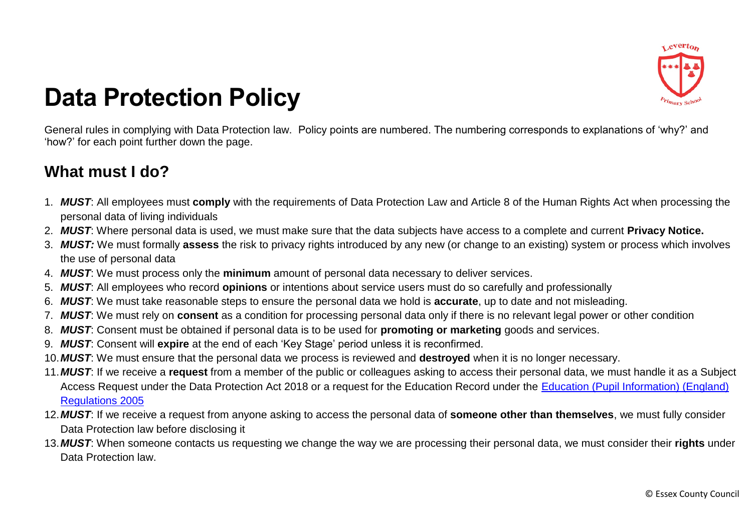# Data Protection Policy

General rules in complying with Data Protection law. Policy points are numbered. The numbering corresponds to explanations of 'why?' and 'how?' for each point further down the page.

## What must I do?

1. ***MUST***: All employees must **comply** with the requirements of Data Protection Law and Article 8 of the Human Rights Act when processing the personal data of living individuals
2. ***MUST***: Where personal data is used, we must make sure that the data subjects have access to a complete and current **Privacy Notice.**
3. ***MUST:*** We must formally **assess** the risk to privacy rights introduced by any new (or change to an existing) system or process which involves the use of personal data
4. ***MUST***: We must process only the **minimum** amount of personal data necessary to deliver services.
5. ***MUST***: All employees who record **opinions** or intentions about service users must do so carefully and professionally
6. ***MUST***: We must take reasonable steps to ensure the personal data we hold is **accurate**, up to date and not misleading.
7. ***MUST***: We must rely on **consent** as a condition for processing personal data only if there is no relevant legal power or other condition
8. ***MUST***: Consent must be obtained if personal data is to be used for **promoting or marketing** goods and services.
9. ***MUST***: Consent will **expire** at the end of each 'Key Stage' period unless it is reconfirmed.
10. ***MUST***: We must ensure that the personal data we process is reviewed and **destroyed** when it is no longer necessary.
11. ***MUST***: If we receive a **request** from a member of the public or colleagues asking to access their personal data, we must handle it as a Subject Access Request under the Data Protection Act 2018 or a request for the Education Record under the Education (Pupil Information) (England) Regulations 2005
12. ***MUST***: If we receive a request from anyone asking to access the personal data of **someone other than themselves**, we must fully consider Data Protection law before disclosing it
13. ***MUST***: When someone contacts us requesting we change the way we are processing their personal data, we must consider their **rights** under Data Protection law.

© Essex County Council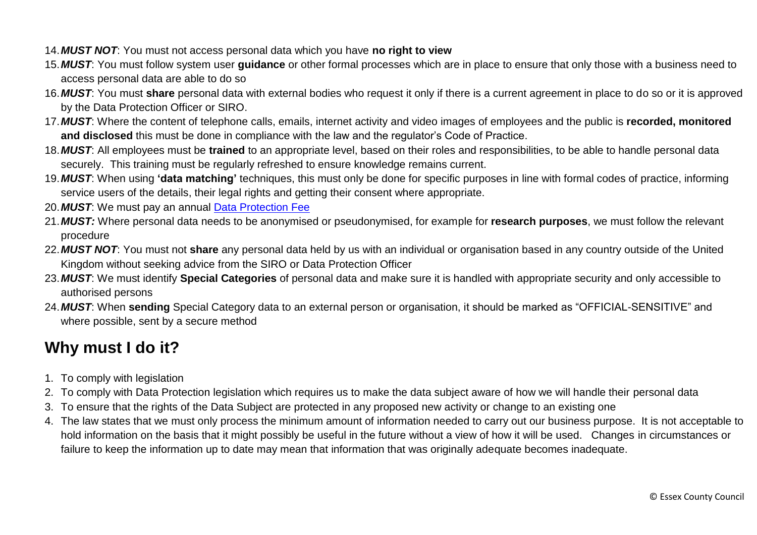14. ***MUST NOT***: You must not access personal data which you have **no right to view**
15. ***MUST***: You must follow system user **guidance** or other formal processes which are in place to ensure that only those with a business need to access personal data are able to do so
16. ***MUST***: You must **share** personal data with external bodies who request it only if there is a current agreement in place to do so or it is approved by the Data Protection Officer or SIRO.
17. ***MUST***: Where the content of telephone calls, emails, internet activity and video images of employees and the public is **recorded, monitored and disclosed** this must be done in compliance with the law and the regulator's Code of Practice.
18. ***MUST***: All employees must be **trained** to an appropriate level, based on their roles and responsibilities, to be able to handle personal data securely. This training must be regularly refreshed to ensure knowledge remains current.
19. ***MUST***: When using **'data matching'** techniques, this must only be done for specific purposes in line with formal codes of practice, informing service users of the details, their legal rights and getting their consent where appropriate.
20. ***MUST***: We must pay an annual Data Protection Fee
21. ***MUST:*** Where personal data needs to be anonymised or pseudonymised, for example for **research purposes**, we must follow the relevant procedure
22. ***MUST NOT***: You must not **share** any personal data held by us with an individual or organisation based in any country outside of the United Kingdom without seeking advice from the SIRO or Data Protection Officer
23. ***MUST***: We must identify **Special Categories** of personal data and make sure it is handled with appropriate security and only accessible to authorised persons
24. ***MUST***: When **sending** Special Category data to an external person or organisation, it should be marked as "OFFICIAL-SENSITIVE" and where possible, sent by a secure method

## Why must I do it?

1. To comply with legislation
2. To comply with Data Protection legislation which requires us to make the data subject aware of how we will handle their personal data
3. To ensure that the rights of the Data Subject are protected in any proposed new activity or change to an existing one
4. The law states that we must only process the minimum amount of information needed to carry out our business purpose. It is not acceptable to hold information on the basis that it might possibly be useful in the future without a view of how it will be used. Changes in circumstances or failure to keep the information up to date may mean that information that was originally adequate becomes inadequate.

© Essex County Council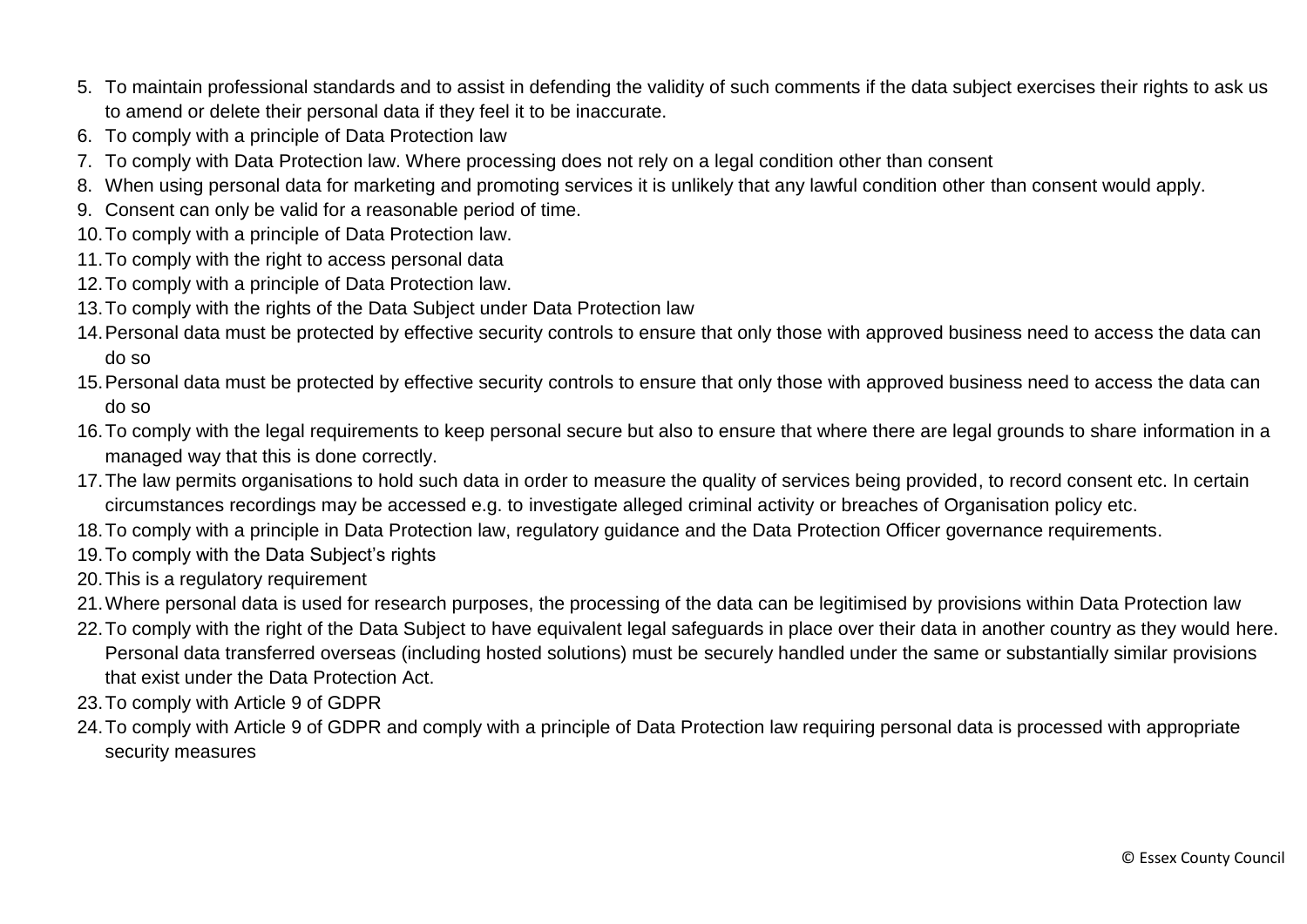5. To maintain professional standards and to assist in defending the validity of such comments if the data subject exercises their rights to ask us to amend or delete their personal data if they feel it to be inaccurate.
6. To comply with a principle of Data Protection law
7. To comply with Data Protection law. Where processing does not rely on a legal condition other than consent
8. When using personal data for marketing and promoting services it is unlikely that any lawful condition other than consent would apply.
9. Consent can only be valid for a reasonable period of time.
10. To comply with a principle of Data Protection law.
11. To comply with the right to access personal data
12. To comply with a principle of Data Protection law.
13. To comply with the rights of the Data Subject under Data Protection law
14. Personal data must be protected by effective security controls to ensure that only those with approved business need to access the data can do so
15. Personal data must be protected by effective security controls to ensure that only those with approved business need to access the data can do so
16. To comply with the legal requirements to keep personal secure but also to ensure that where there are legal grounds to share information in a managed way that this is done correctly.
17. The law permits organisations to hold such data in order to measure the quality of services being provided, to record consent etc. In certain circumstances recordings may be accessed e.g. to investigate alleged criminal activity or breaches of Organisation policy etc.
18. To comply with a principle in Data Protection law, regulatory guidance and the Data Protection Officer governance requirements.
19. To comply with the Data Subject's rights
20. This is a regulatory requirement
21. Where personal data is used for research purposes, the processing of the data can be legitimised by provisions within Data Protection law
22. To comply with the right of the Data Subject to have equivalent legal safeguards in place over their data in another country as they would here. Personal data transferred overseas (including hosted solutions) must be securely handled under the same or substantially similar provisions that exist under the Data Protection Act.
23. To comply with Article 9 of GDPR
24. To comply with Article 9 of GDPR and comply with a principle of Data Protection law requiring personal data is processed with appropriate security measures

© Essex County Council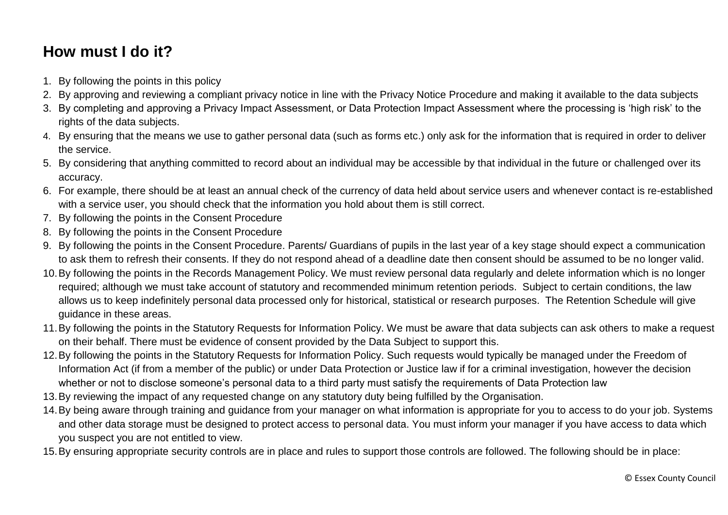## How must I do it?

1. By following the points in this policy
2. By approving and reviewing a compliant privacy notice in line with the Privacy Notice Procedure and making it available to the data subjects
3. By completing and approving a Privacy Impact Assessment, or Data Protection Impact Assessment where the processing is 'high risk' to the rights of the data subjects.
4. By ensuring that the means we use to gather personal data (such as forms etc.) only ask for the information that is required in order to deliver the service.
5. By considering that anything committed to record about an individual may be accessible by that individual in the future or challenged over its accuracy.
6. For example, there should be at least an annual check of the currency of data held about service users and whenever contact is re-established with a service user, you should check that the information you hold about them is still correct.
7. By following the points in the Consent Procedure
8. By following the points in the Consent Procedure
9. By following the points in the Consent Procedure. Parents/ Guardians of pupils in the last year of a key stage should expect a communication to ask them to refresh their consents. If they do not respond ahead of a deadline date then consent should be assumed to be no longer valid.
10. By following the points in the Records Management Policy. We must review personal data regularly and delete information which is no longer required; although we must take account of statutory and recommended minimum retention periods. Subject to certain conditions, the law allows us to keep indefinitely personal data processed only for historical, statistical or research purposes. The Retention Schedule will give guidance in these areas.
11. By following the points in the Statutory Requests for Information Policy. We must be aware that data subjects can ask others to make a request on their behalf. There must be evidence of consent provided by the Data Subject to support this.
12. By following the points in the Statutory Requests for Information Policy. Such requests would typically be managed under the Freedom of Information Act (if from a member of the public) or under Data Protection or Justice law if for a criminal investigation, however the decision whether or not to disclose someone's personal data to a third party must satisfy the requirements of Data Protection law
13. By reviewing the impact of any requested change on any statutory duty being fulfilled by the Organisation.
14. By being aware through training and guidance from your manager on what information is appropriate for you to access to do your job. Systems and other data storage must be designed to protect access to personal data. You must inform your manager if you have access to data which you suspect you are not entitled to view.
15. By ensuring appropriate security controls are in place and rules to support those controls are followed. The following should be in place:

© Essex County Council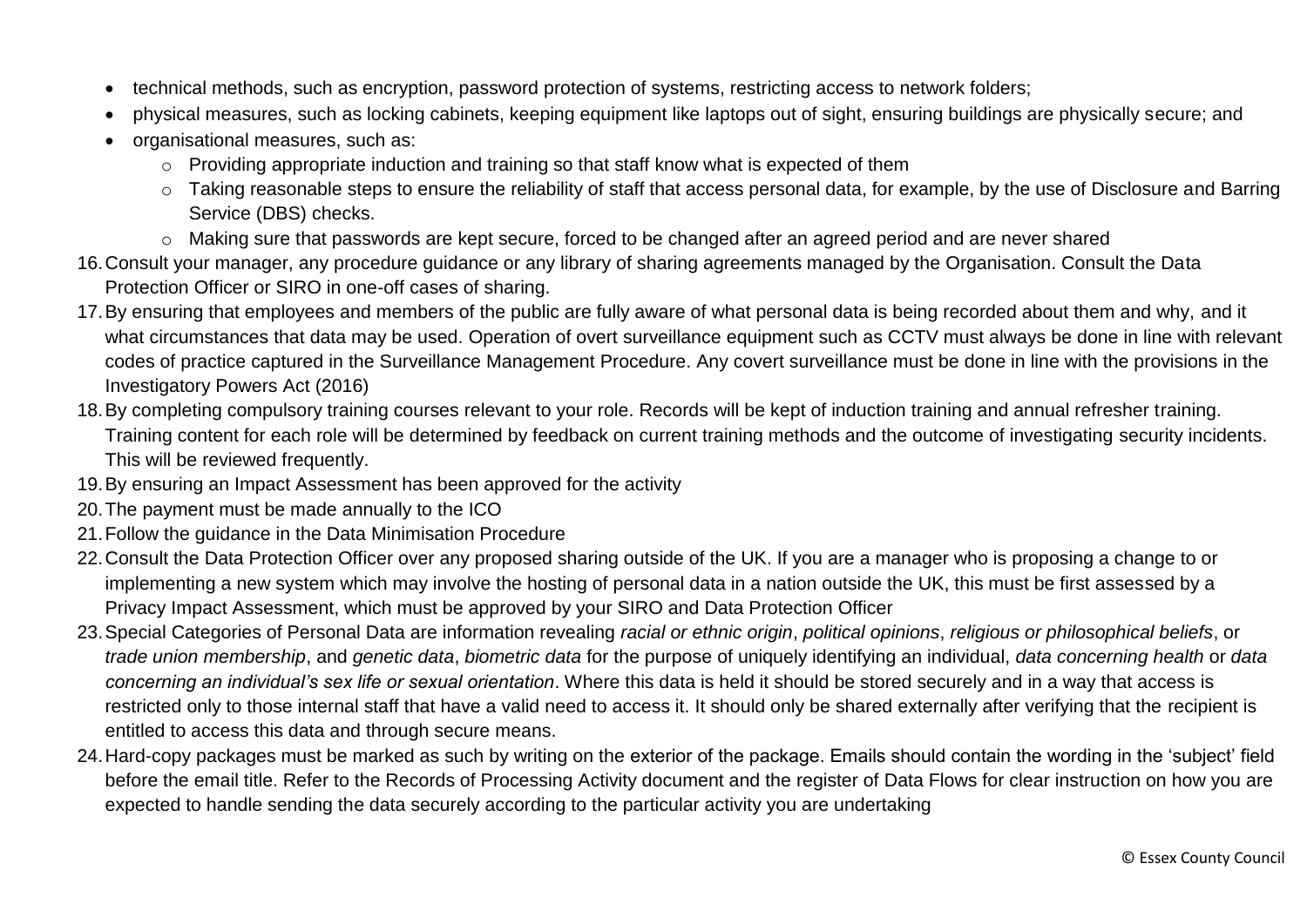- technical methods, such as encryption, password protection of systems, restricting access to network folders;
- physical measures, such as locking cabinets, keeping equipment like laptops out of sight, ensuring buildings are physically secure; and
- organisational measures, such as:
  - Providing appropriate induction and training so that staff know what is expected of them
  - Taking reasonable steps to ensure the reliability of staff that access personal data, for example, by the use of Disclosure and Barring Service (DBS) checks.
  - Making sure that passwords are kept secure, forced to be changed after an agreed period and are never shared

16. Consult your manager, any procedure guidance or any library of sharing agreements managed by the Organisation. Consult the Data Protection Officer or SIRO in one-off cases of sharing.
17. By ensuring that employees and members of the public are fully aware of what personal data is being recorded about them and why, and it what circumstances that data may be used. Operation of overt surveillance equipment such as CCTV must always be done in line with relevant codes of practice captured in the Surveillance Management Procedure. Any covert surveillance must be done in line with the provisions in the Investigatory Powers Act (2016)
18. By completing compulsory training courses relevant to your role. Records will be kept of induction training and annual refresher training. Training content for each role will be determined by feedback on current training methods and the outcome of investigating security incidents. This will be reviewed frequently.
19. By ensuring an Impact Assessment has been approved for the activity
20. The payment must be made annually to the ICO
21. Follow the guidance in the Data Minimisation Procedure
22. Consult the Data Protection Officer over any proposed sharing outside of the UK. If you are a manager who is proposing a change to or implementing a new system which may involve the hosting of personal data in a nation outside the UK, this must be first assessed by a Privacy Impact Assessment, which must be approved by your SIRO and Data Protection Officer
23. Special Categories of Personal Data are information revealing *racial or ethnic origin*, *political opinions*, *religious or philosophical beliefs*, or *trade union membership*, and *genetic data*, *biometric data* for the purpose of uniquely identifying an individual, *data concerning health* or *data concerning an individual's sex life or sexual orientation*. Where this data is held it should be stored securely and in a way that access is restricted only to those internal staff that have a valid need to access it. It should only be shared externally after verifying that the recipient is entitled to access this data and through secure means.
24. Hard-copy packages must be marked as such by writing on the exterior of the package. Emails should contain the wording in the 'subject' field before the email title. Refer to the Records of Processing Activity document and the register of Data Flows for clear instruction on how you are expected to handle sending the data securely according to the particular activity you are undertaking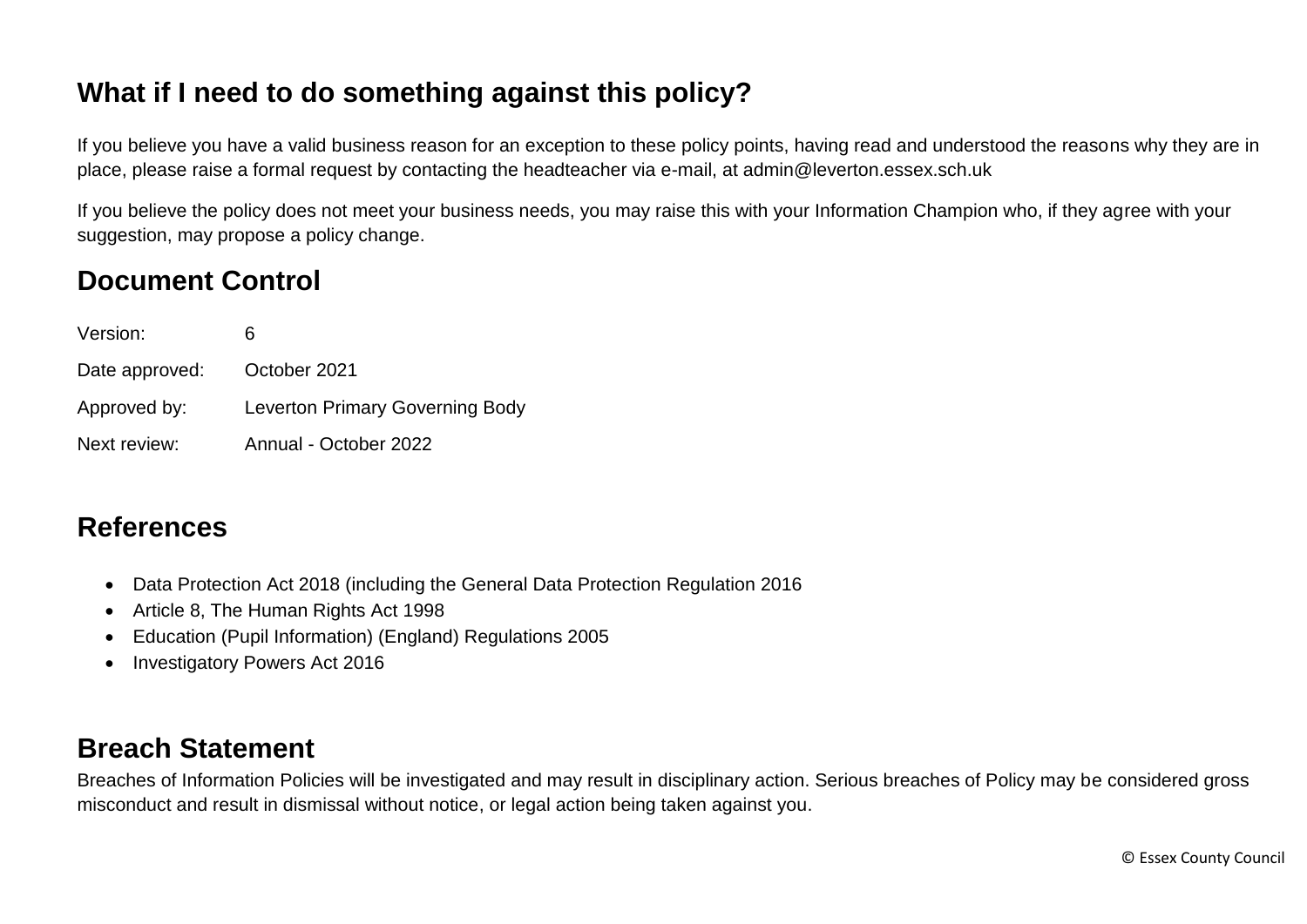## What if I need to do something against this policy?

If you believe you have a valid business reason for an exception to these policy points, having read and understood the reasons why they are in place, please raise a formal request by contacting the headteacher via e-mail, at admin@leverton.essex.sch.uk

If you believe the policy does not meet your business needs, you may raise this with your Information Champion who, if they agree with your suggestion, may propose a policy change.

## Document Control

| | |
|---|---|
| Version: | 6 |
| Date approved: | October 2021 |
| Approved by: | Leverton Primary Governing Body |
| Next review: | Annual - October 2022 |

## References

- Data Protection Act 2018 (including the General Data Protection Regulation 2016
- Article 8, The Human Rights Act 1998
- Education (Pupil Information) (England) Regulations 2005
- Investigatory Powers Act 2016

## Breach Statement

Breaches of Information Policies will be investigated and may result in disciplinary action. Serious breaches of Policy may be considered gross misconduct and result in dismissal without notice, or legal action being taken against you.

© Essex County Council